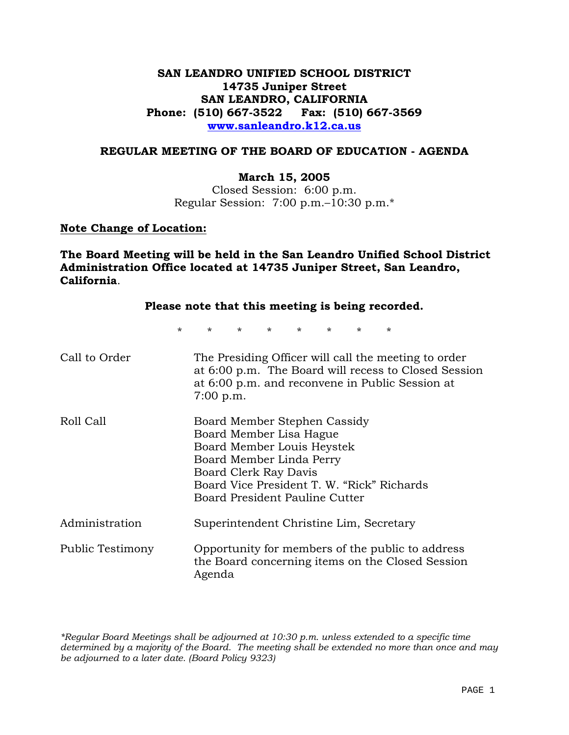**SAN LEANDRO UNIFIED SCHOOL DISTRICT**
**14735 Juniper Street**
**SAN LEANDRO, CALIFORNIA**
**Phone: (510) 667-3522 Fax: (510) 667-3569**
**www.sanleandro.k12.ca.us**

## REGULAR MEETING OF THE BOARD OF EDUCATION - AGENDA

**March 15, 2005**
Closed Session: 6:00 p.m.
Regular Session: 7:00 p.m.–10:30 p.m.*

**Note Change of Location:**

**The Board Meeting will be held in the San Leandro Unified School District Administration Office located at 14735 Juniper Street, San Leandro, California**.

**Please note that this meeting is being recorded.**

\* \* \* \* \* \* \* \*

| | |
|---|---|
| Call to Order | The Presiding Officer will call the meeting to order at 6:00 p.m. The Board will recess to Closed Session at 6:00 p.m. and reconvene in Public Session at 7:00 p.m. |
| Roll Call | Board Member Stephen Cassidy<br>Board Member Lisa Hague<br>Board Member Louis Heystek<br>Board Member Linda Perry<br>Board Clerk Ray Davis<br>Board Vice President T. W. "Rick" Richards<br>Board President Pauline Cutter |
| Administration | Superintendent Christine Lim, Secretary |
| Public Testimony | Opportunity for members of the public to address the Board concerning items on the Closed Session Agenda |

*\*Regular Board Meetings shall be adjourned at 10:30 p.m. unless extended to a specific time determined by a majority of the Board. The meeting shall be extended no more than once and may be adjourned to a later date. (Board Policy 9323)*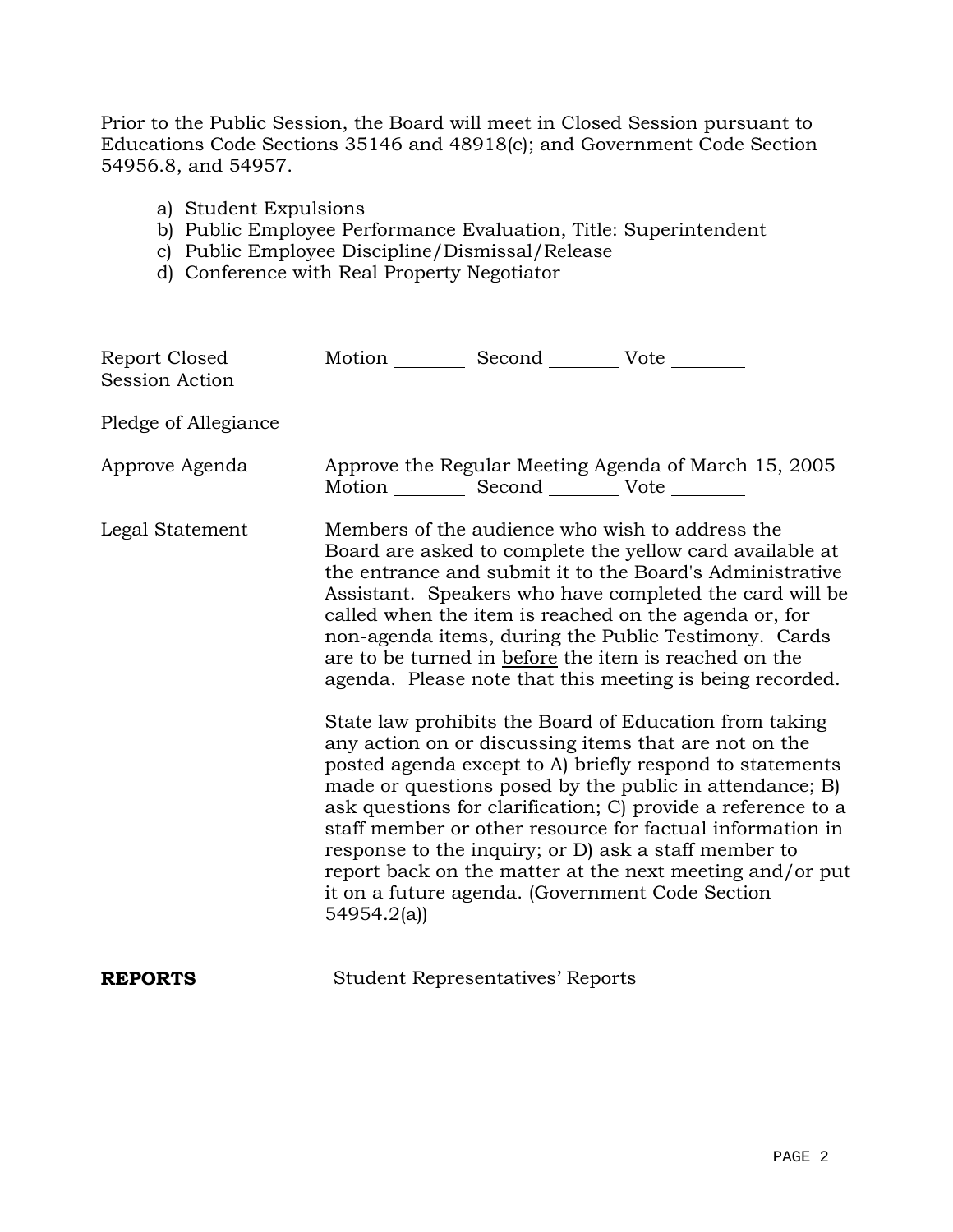Prior to the Public Session, the Board will meet in Closed Session pursuant to Educations Code Sections 35146 and 48918(c); and Government Code Section 54956.8, and 54957.

a) Student Expulsions
b) Public Employee Performance Evaluation, Title: Superintendent
c) Public Employee Discipline/Dismissal/Release
d) Conference with Real Property Negotiator

Report Closed Session Action — Motion _______ Second _______ Vote _______

Pledge of Allegiance

Approve Agenda — Approve the Regular Meeting Agenda of March 15, 2005
Motion _______ Second _______ Vote _______

Legal Statement — Members of the audience who wish to address the Board are asked to complete the yellow card available at the entrance and submit it to the Board's Administrative Assistant. Speakers who have completed the card will be called when the item is reached on the agenda or, for non-agenda items, during the Public Testimony. Cards are to be turned in <u>before</u> the item is reached on the agenda. Please note that this meeting is being recorded.

State law prohibits the Board of Education from taking any action on or discussing items that are not on the posted agenda except to A) briefly respond to statements made or questions posed by the public in attendance; B) ask questions for clarification; C) provide a reference to a staff member or other resource for factual information in response to the inquiry; or D) ask a staff member to report back on the matter at the next meeting and/or put it on a future agenda. (Government Code Section 54954.2(a))

**REPORTS** — Student Representatives' Reports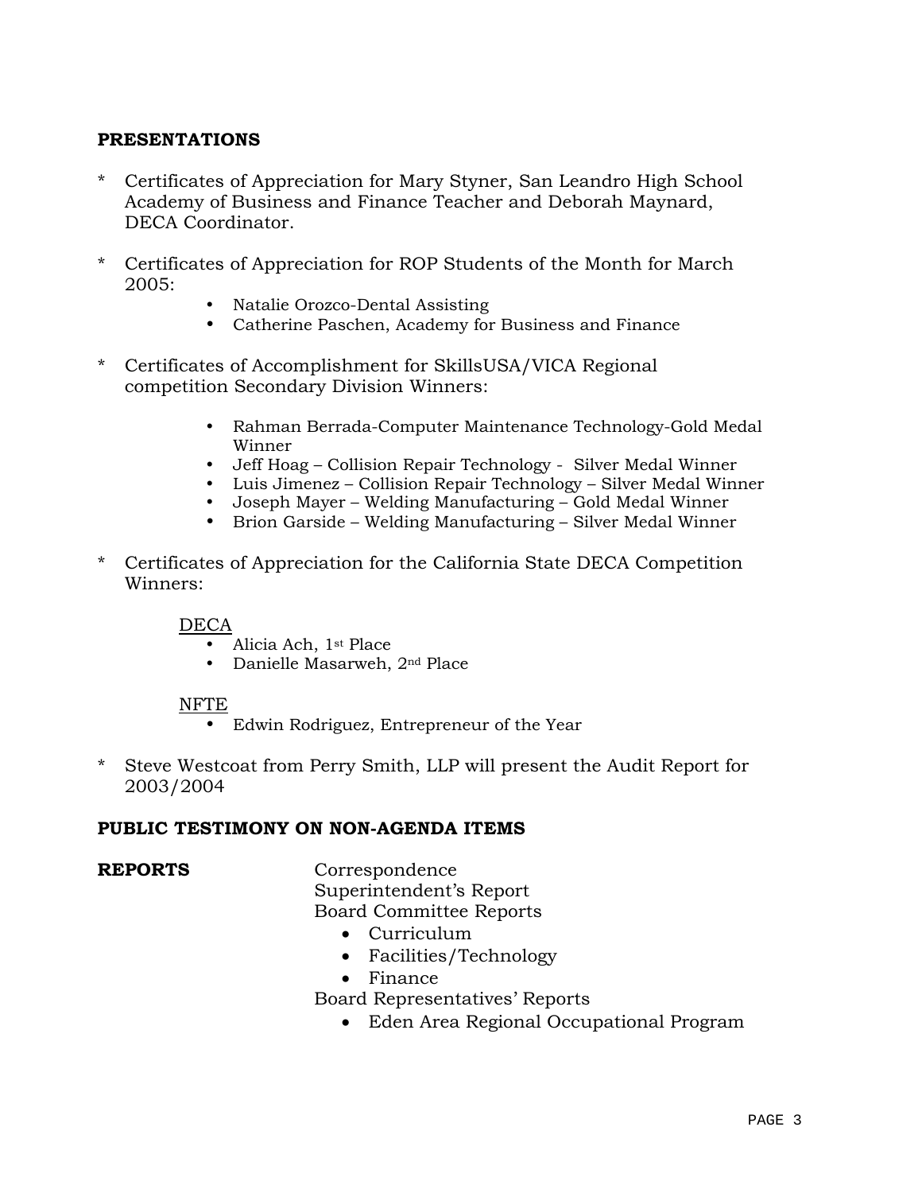**PRESENTATIONS**

* Certificates of Appreciation for Mary Styner, San Leandro High School Academy of Business and Finance Teacher and Deborah Maynard, DECA Coordinator.

* Certificates of Appreciation for ROP Students of the Month for March 2005:
  - Natalie Orozco-Dental Assisting
  - Catherine Paschen, Academy for Business and Finance

* Certificates of Accomplishment for SkillsUSA/VICA Regional competition Secondary Division Winners:
  - Rahman Berrada-Computer Maintenance Technology-Gold Medal Winner
  - Jeff Hoag – Collision Repair Technology - Silver Medal Winner
  - Luis Jimenez – Collision Repair Technology – Silver Medal Winner
  - Joseph Mayer – Welding Manufacturing – Gold Medal Winner
  - Brion Garside – Welding Manufacturing – Silver Medal Winner

* Certificates of Appreciation for the California State DECA Competition Winners:

  <u>DECA</u>
  - Alicia Ach, 1st Place
  - Danielle Masarweh, 2nd Place

  <u>NFTE</u>
  - Edwin Rodriguez, Entrepreneur of the Year

* Steve Westcoat from Perry Smith, LLP will present the Audit Report for 2003/2004

**PUBLIC TESTIMONY ON NON-AGENDA ITEMS**

**REPORTS**

Correspondence
Superintendent's Report
Board Committee Reports
- Curriculum
- Facilities/Technology
- Finance

Board Representatives' Reports
- Eden Area Regional Occupational Program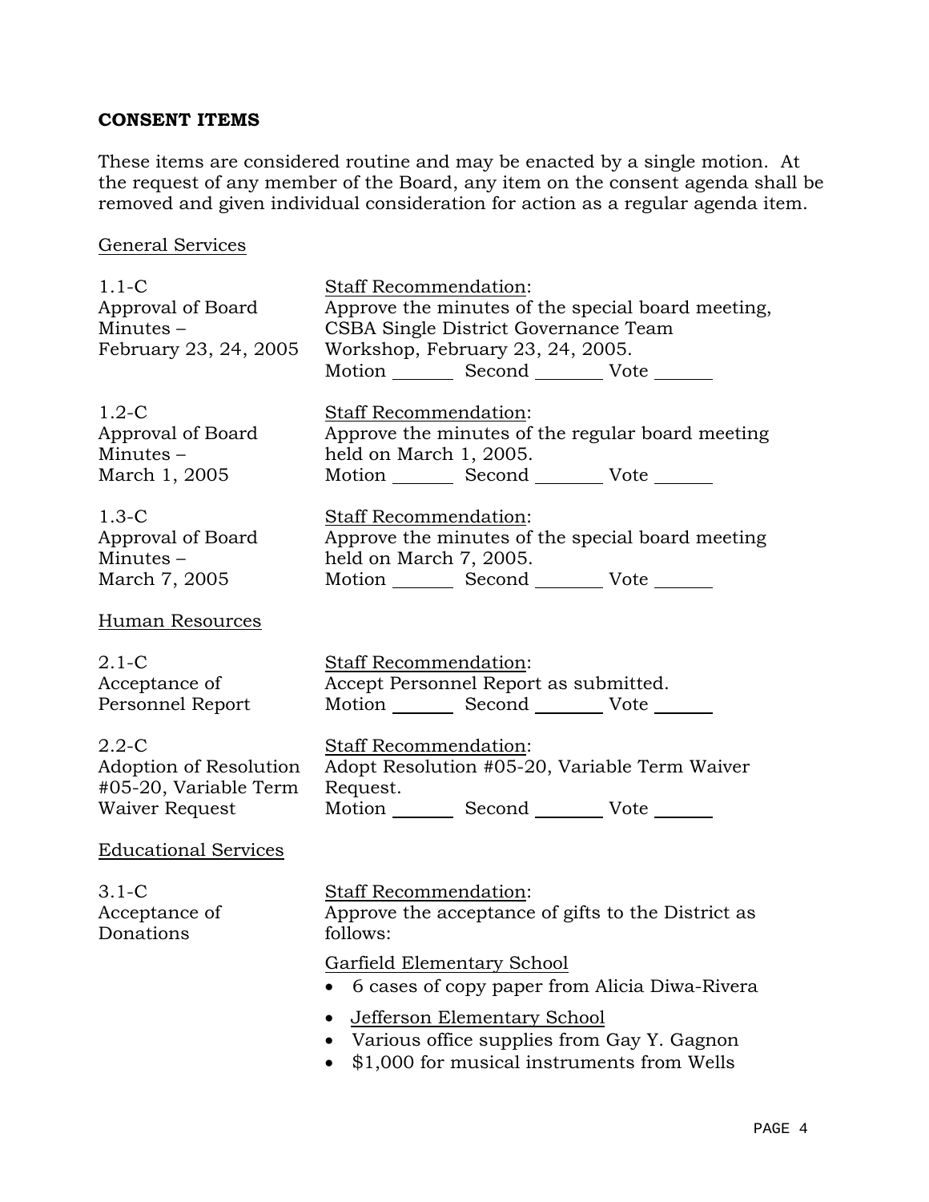**CONSENT ITEMS**

These items are considered routine and may be enacted by a single motion. At the request of any member of the Board, any item on the consent agenda shall be removed and given individual consideration for action as a regular agenda item.

General Services

| | |
|---|---|
| 1.1-C<br>Approval of Board Minutes – February 23, 24, 2005 | Staff Recommendation:<br>Approve the minutes of the special board meeting, CSBA Single District Governance Team Workshop, February 23, 24, 2005.<br>Motion _______ Second _______ Vote _______ |
| 1.2-C<br>Approval of Board Minutes – March 1, 2005 | Staff Recommendation:<br>Approve the minutes of the regular board meeting held on March 1, 2005.<br>Motion _______ Second _______ Vote _______ |
| 1.3-C<br>Approval of Board Minutes – March 7, 2005 | Staff Recommendation:<br>Approve the minutes of the special board meeting held on March 7, 2005.<br>Motion _______ Second _______ Vote _______ |

Human Resources

| | |
|---|---|
| 2.1-C<br>Acceptance of Personnel Report | Staff Recommendation:<br>Accept Personnel Report as submitted.<br>Motion _______ Second _______ Vote _______ |
| 2.2-C<br>Adoption of Resolution #05-20, Variable Term Waiver Request | Staff Recommendation:<br>Adopt Resolution #05-20, Variable Term Waiver Request.<br>Motion _______ Second _______ Vote _______ |

Educational Services

3.1-C
Acceptance of Donations

Staff Recommendation:
Approve the acceptance of gifts to the District as follows:

Garfield Elementary School

- 6 cases of copy paper from Alicia Diwa-Rivera
- Jefferson Elementary School
- Various office supplies from Gay Y. Gagnon
- $1,000 for musical instruments from Wells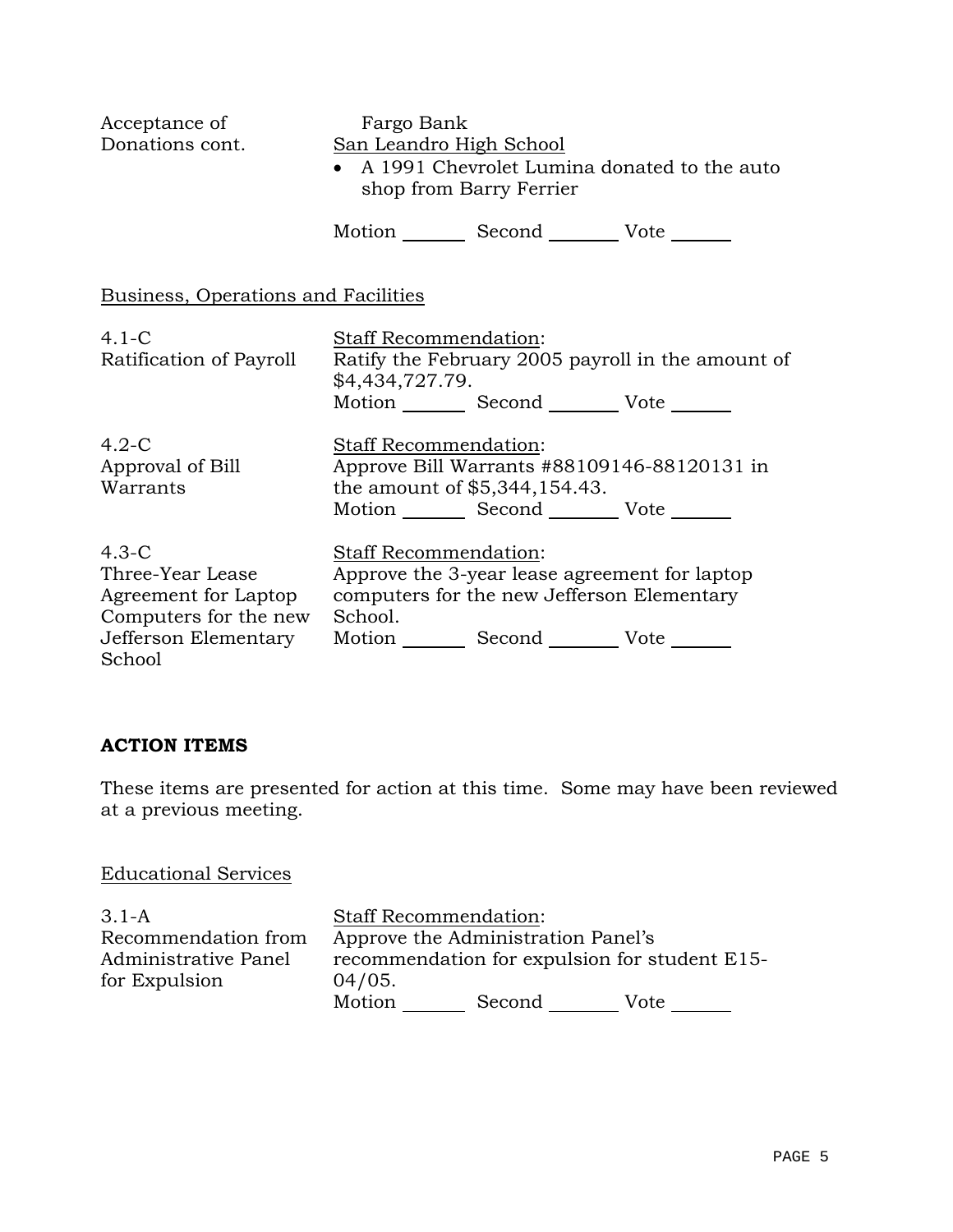Acceptance of Donations cont.

Fargo Bank

San Leandro High School

- A 1991 Chevrolet Lumina donated to the auto shop from Barry Ferrier

Motion _______ Second _______ Vote _______

Business, Operations and Facilities

4.1-C
Ratification of Payroll

Staff Recommendation:
Ratify the February 2005 payroll in the amount of $4,434,727.79.

Motion _______ Second _______ Vote _______

4.2-C
Approval of Bill Warrants

Staff Recommendation:
Approve Bill Warrants #88109146-88120131 in the amount of $5,344,154.43.

Motion _______ Second _______ Vote _______

4.3-C
Three-Year Lease Agreement for Laptop Computers for the new Jefferson Elementary School

Staff Recommendation:
Approve the 3-year lease agreement for laptop computers for the new Jefferson Elementary School.

Motion _______ Second _______ Vote _______

## ACTION ITEMS

These items are presented for action at this time. Some may have been reviewed at a previous meeting.

Educational Services

3.1-A
Recommendation from Administrative Panel for Expulsion

Staff Recommendation:
Approve the Administration Panel's recommendation for expulsion for student E15-04/05.

Motion _______ Second _______ Vote _______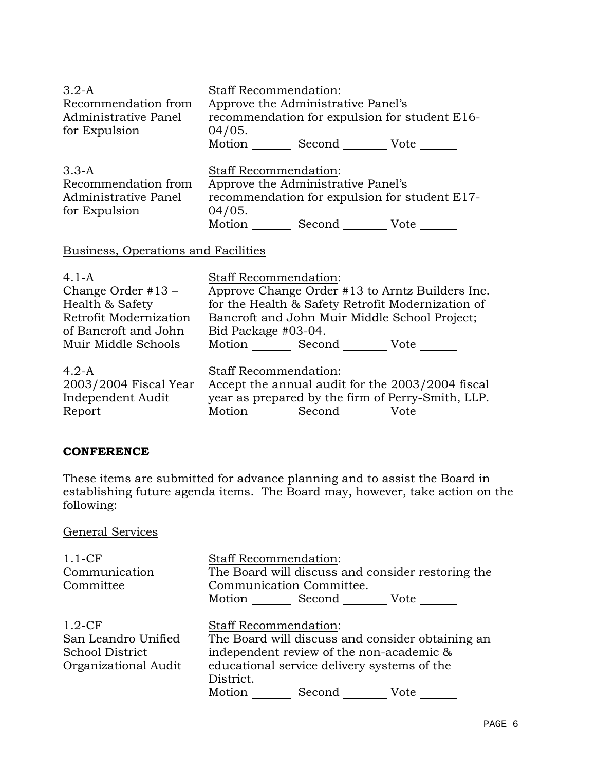| | |
|---|---|
| 3.2-A<br>Recommendation from Administrative Panel for Expulsion | Staff Recommendation:<br>Approve the Administrative Panel's recommendation for expulsion for student E16-04/05.<br>Motion _______ Second _______ Vote _______ |
| 3.3-A<br>Recommendation from Administrative Panel for Expulsion | Staff Recommendation:<br>Approve the Administrative Panel's recommendation for expulsion for student E17-04/05.<br>Motion _______ Second _______ Vote _______ |

Business, Operations and Facilities

| | |
|---|---|
| 4.1-A<br>Change Order #13 – Health & Safety Retrofit Modernization of Bancroft and John Muir Middle Schools | Staff Recommendation:<br>Approve Change Order #13 to Arntz Builders Inc. for the Health & Safety Retrofit Modernization of Bancroft and John Muir Middle School Project; Bid Package #03-04.<br>Motion _______ Second _______ Vote _______ |
| 4.2-A<br>2003/2004 Fiscal Year Independent Audit Report | Staff Recommendation:<br>Accept the annual audit for the 2003/2004 fiscal year as prepared by the firm of Perry-Smith, LLP.<br>Motion _______ Second _______ Vote _______ |

**CONFERENCE**

These items are submitted for advance planning and to assist the Board in establishing future agenda items. The Board may, however, take action on the following:

General Services

| | |
|---|---|
| 1.1-CF<br>Communication Committee | Staff Recommendation:<br>The Board will discuss and consider restoring the Communication Committee.<br>Motion _______ Second _______ Vote _______ |
| 1.2-CF<br>San Leandro Unified School District Organizational Audit | Staff Recommendation:<br>The Board will discuss and consider obtaining an independent review of the non-academic & educational service delivery systems of the District.<br>Motion _______ Second _______ Vote _______ |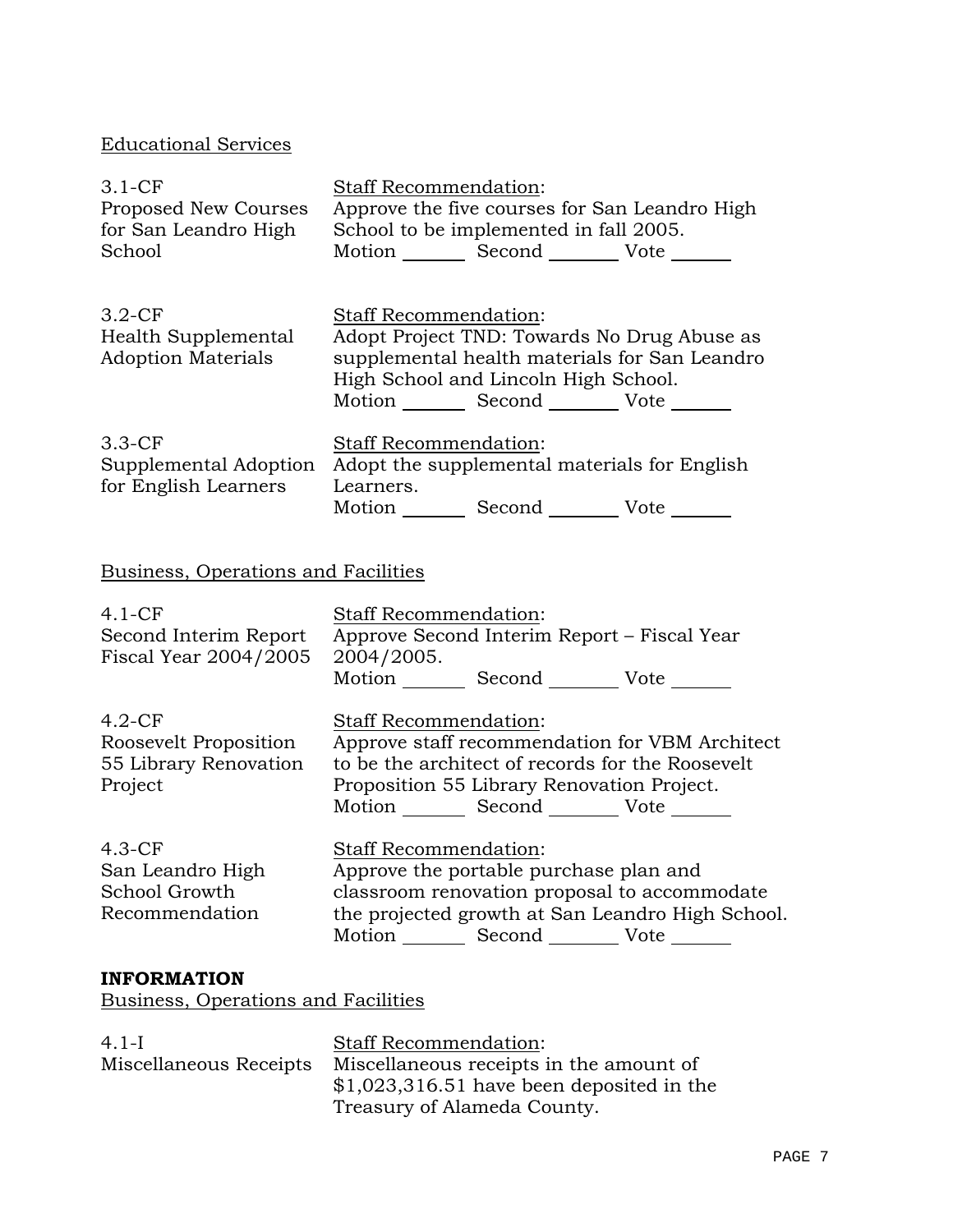Educational Services

| | |
|---|---|
| 3.1-CF<br>Proposed New Courses for San Leandro High School | Staff Recommendation:<br>Approve the five courses for San Leandro High School to be implemented in fall 2005.<br>Motion _______ Second _______ Vote _______ |
| 3.2-CF<br>Health Supplemental Adoption Materials | Staff Recommendation:<br>Adopt Project TND: Towards No Drug Abuse as supplemental health materials for San Leandro High School and Lincoln High School.<br>Motion _______ Second _______ Vote _______ |
| 3.3-CF<br>Supplemental Adoption for English Learners | Staff Recommendation:<br>Adopt the supplemental materials for English Learners.<br>Motion _______ Second _______ Vote _______ |

Business, Operations and Facilities

| | |
|---|---|
| 4.1-CF<br>Second Interim Report Fiscal Year 2004/2005 | Staff Recommendation:<br>Approve Second Interim Report – Fiscal Year 2004/2005.<br>Motion _______ Second _______ Vote _______ |
| 4.2-CF<br>Roosevelt Proposition 55 Library Renovation Project | Staff Recommendation:<br>Approve staff recommendation for VBM Architect to be the architect of records for the Roosevelt Proposition 55 Library Renovation Project.<br>Motion _______ Second _______ Vote _______ |
| 4.3-CF<br>San Leandro High School Growth Recommendation | Staff Recommendation:<br>Approve the portable purchase plan and classroom renovation proposal to accommodate the projected growth at San Leandro High School.<br>Motion _______ Second _______ Vote _______ |

**INFORMATION**

Business, Operations and Facilities

| | |
|---|---|
| 4.1-I<br>Miscellaneous Receipts | Staff Recommendation:<br>Miscellaneous receipts in the amount of $1,023,316.51 have been deposited in the Treasury of Alameda County. |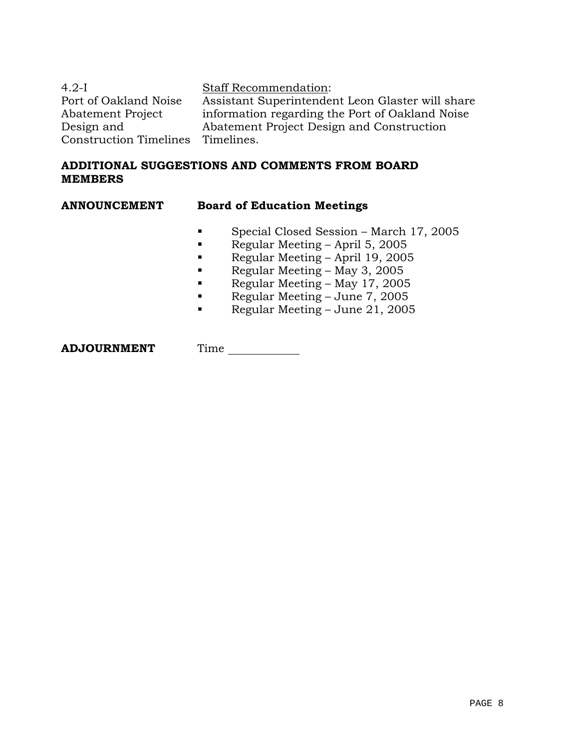4.2-I
Port of Oakland Noise Abatement Project Design and Construction Timelines

Staff Recommendation:
Assistant Superintendent Leon Glaster will share information regarding the Port of Oakland Noise Abatement Project Design and Construction Timelines.

**ADDITIONAL SUGGESTIONS AND COMMENTS FROM BOARD MEMBERS**

**ANNOUNCEMENT** **Board of Education Meetings**

- Special Closed Session – March 17, 2005
- Regular Meeting – April 5, 2005
- Regular Meeting – April 19, 2005
- Regular Meeting – May 3, 2005
- Regular Meeting – May 17, 2005
- Regular Meeting – June 7, 2005
- Regular Meeting – June 21, 2005

**ADJOURNMENT** Time ____________